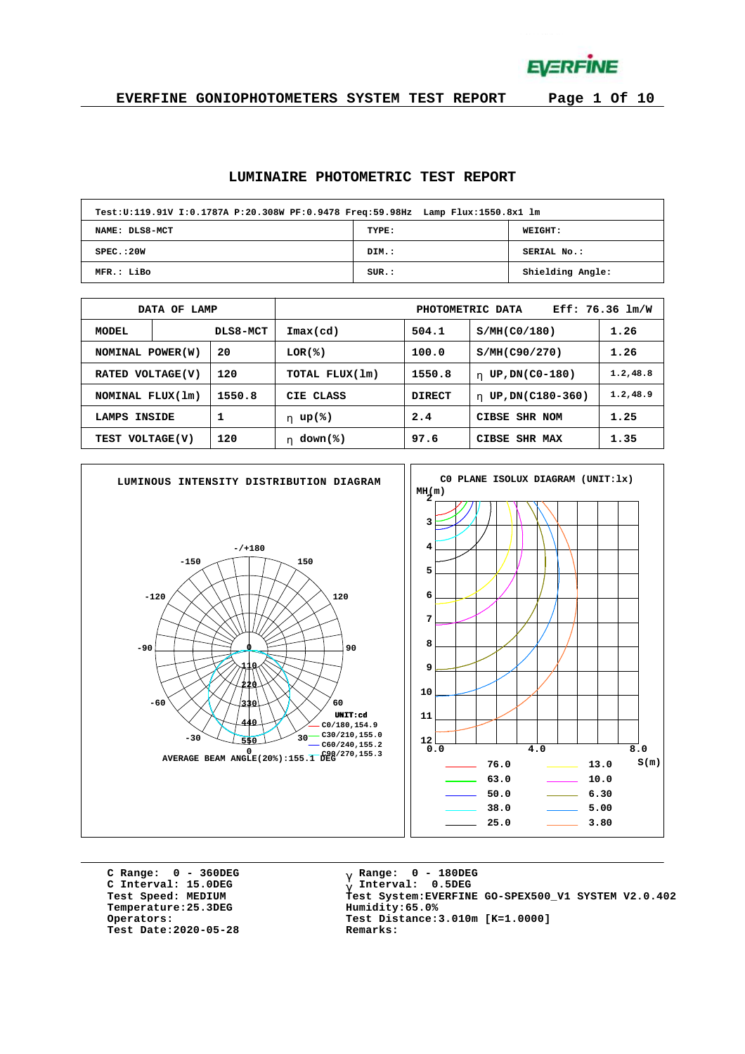# EVERFINE GONIOPHOTOMETERS SYSTEM TEST REPORT

## LUMINAIRE PHOTOMETRIC TEST REPORT

| Test:U:119.91V I:0.1787A P:20.308W PF:0.9478 Freq:59.98Hz Lamp Flux:1550.8x1 lm | | |
|---|---|---|
| NAME: DLS8-MCT | TYPE: | WEIGHT: |
| SPEC.:20W | DIM.: | SERIAL No.: |
| MFR.: LiBo | SUR.: | Shielding Angle: |

| DATA OF LAMP | | PHOTOMETRIC DATA | Eff: 76.36 lm/W | | |
|---|---|---|---|---|---|
| MODEL | DLS8-MCT | Imax(cd) | 504.1 | S/MH(C0/180) | 1.26 |
| NOMINAL POWER(W) | 20 | LOR(%) | 100.0 | S/MH(C90/270) | 1.26 |
| RATED VOLTAGE(V) | 120 | TOTAL FLUX(lm) | 1550.8 | η UP,DN(C0-180) | 1.2,48.8 |
| NOMINAL FLUX(lm) | 1550.8 | CIE CLASS | DIRECT | η UP,DN(C180-360) | 1.2,48.9 |
| LAMPS INSIDE | 1 | η up(%) | 2.4 | CIBSE SHR NOM | 1.25 |
| TEST VOLTAGE(V) | 120 | η down(%) | 97.6 | CIBSE SHR MAX | 1.35 |

### LUMINOUS INTENSITY DISTRIBUTION DIAGRAM

UNIT:cd

- C0/180,154.9
- C30/210,155.0
- C60/240,155.2
- C90/270,155.3

AVERAGE BEAM ANGLE(20%):155.1 DEG

### C0 PLANE ISOLUX DIAGRAM (UNIT:lx)

| | |
|---|---|
| 76.0 | 13.0 |
| 63.0 | 10.0 |
| 50.0 | 6.30 |
| 38.0 | 5.00 |
| 25.0 | 3.80 |

C Range: 0 - 360DEG
C Interval: 15.0DEG
Test Speed: MEDIUM
Temperature:25.3DEG
Operators:
Test Date:2020-05-28

γ Range: 0 - 180DEG
γ Interval: 0.5DEG
Test System:EVERFINE GO-SPEX500_V1 SYSTEM V2.0.402
Humidity:65.0%
Test Distance:3.010m [K=1.0000]
Remarks: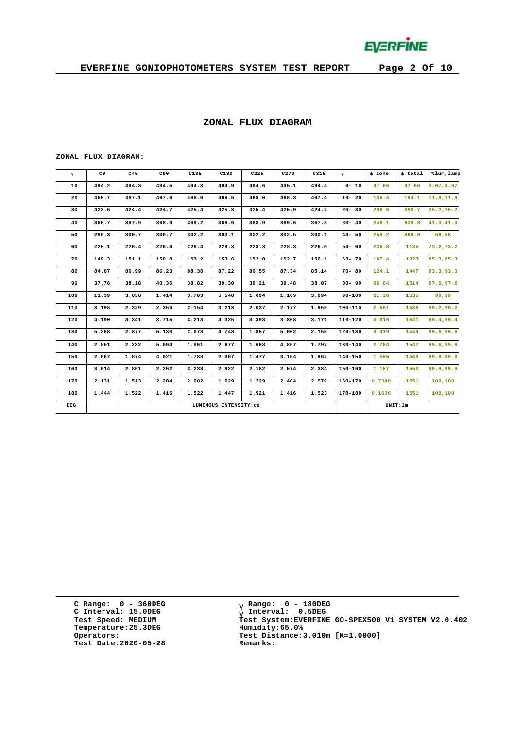## ZONAL FLUX DIAGRAM

ZONAL FLUX DIAGRAM:

| γ | C0 | C45 | C90 | C135 | C180 | C225 | C270 | C315 | γ | Φ zone | Φ total | %lum,lamp |
|---|---|---|---|---|---|---|---|---|---|---|---|---|
| 10 | 494.2 | 494.3 | 494.5 | 494.8 | 494.9 | 494.6 | 495.1 | 494.4 | 0- 10 | 47.66 | 47.66 | 3.07,3.07 |
| 20 | 466.7 | 467.1 | 467.6 | 468.0 | 468.5 | 468.0 | 468.3 | 467.4 | 10- 20 | 136.4 | 184.1 | 11.9,11.9 |
| 30 | 423.6 | 424.4 | 424.7 | 425.4 | 425.8 | 425.4 | 425.9 | 424.2 | 20- 30 | 206.6 | 390.7 | 25.2,25.2 |
| 40 | 366.7 | 367.9 | 368.0 | 369.2 | 369.6 | 368.9 | 369.6 | 367.3 | 30- 40 | 249.1 | 639.8 | 41.3,41.3 |
| 50 | 299.3 | 300.7 | 300.7 | 302.2 | 303.1 | 302.2 | 302.5 | 300.1 | 40- 50 | 259.2 | 899.0 | 58,58 |
| 60 | 225.1 | 226.4 | 226.4 | 228.4 | 229.3 | 228.3 | 228.3 | 226.0 | 50- 60 | 236.8 | 1136 | 73.2,73.2 |
| 70 | 149.3 | 151.1 | 150.8 | 153.2 | 153.6 | 152.0 | 152.7 | 150.1 | 60- 70 | 187.4 | 1323 | 85.3,85.3 |
| 80 | 84.07 | 86.99 | 86.23 | 88.38 | 87.22 | 86.55 | 87.34 | 85.14 | 70- 80 | 124.1 | 1447 | 93.3,93.3 |
| 90 | 37.76 | 38.18 | 40.36 | 38.82 | 39.30 | 39.21 | 39.48 | 38.07 | 80- 90 | 66.64 | 1514 | 97.6,97.6 |
| 100 | 11.39 | 3.638 | 1.414 | 3.703 | 5.548 | 1.694 | 1.169 | 3.094 | 90-100 | 21.36 | 1535 | 99,99 |
| 110 | 3.198 | 2.329 | 2.359 | 2.154 | 3.213 | 2.037 | 2.177 | 1.959 | 100-110 | 2.561 | 1538 | 99.2,99.2 |
| 120 | 4.190 | 3.341 | 3.715 | 3.213 | 4.325 | 3.393 | 3.808 | 3.171 | 110-120 | 3.016 | 1541 | 99.4,99.4 |
| 130 | 5.268 | 2.877 | 5.130 | 2.073 | 4.748 | 1.857 | 5.002 | 2.155 | 120-130 | 3.419 | 1544 | 99.6,99.6 |
| 140 | 2.851 | 2.232 | 5.094 | 1.861 | 2.677 | 1.668 | 4.857 | 1.797 | 130-140 | 2.784 | 1547 | 99.8,99.8 |
| 150 | 2.067 | 1.874 | 4.021 | 1.788 | 2.367 | 1.477 | 3.154 | 1.962 | 140-150 | 1.585 | 1549 | 99.9,99.9 |
| 160 | 3.614 | 2.851 | 2.262 | 3.233 | 2.822 | 2.182 | 2.574 | 2.384 | 150-160 | 1.187 | 1550 | 99.9,99.9 |
| 170 | 2.131 | 1.513 | 2.284 | 2.002 | 1.629 | 1.229 | 2.404 | 2.579 | 160-170 | 0.7340 | 1551 | 100,100 |
| 180 | 1.444 | 1.522 | 1.416 | 1.522 | 1.447 | 1.521 | 1.416 | 1.523 | 170-180 | 0.1636 | 1551 | 100,100 |
| DEG | LUMINOUS INTENSITY:cd | | | | | | | | | UNIT:lm | | |

C Range: 0 - 360DEG
C Interval: 15.0DEG
Test Speed: MEDIUM
Temperature:25.3DEG
Operators:
Test Date:2020-05-28

γ Range: 0 - 180DEG
γ Interval: 0.5DEG
Test System:EVERFINE GO-SPEX500_V1 SYSTEM V2.0.402
Humidity:65.0%
Test Distance:3.010m [K=1.0000]
Remarks: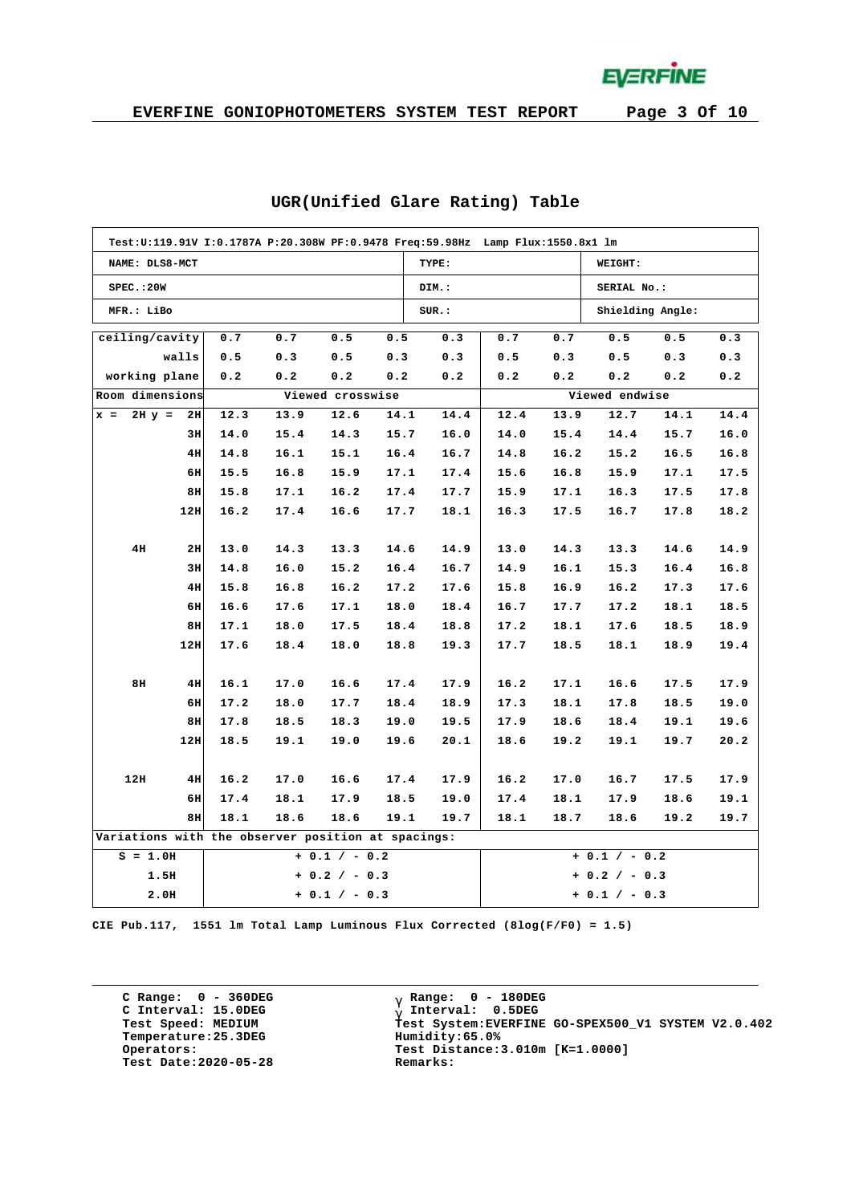## UGR(Unified Glare Rating) Table

| Test:U:119.91V I:0.1787A P:20.308W PF:0.9478 Freq:59.98Hz Lamp Flux:1550.8x1 lm | | |
|---|---|---|
| NAME: DLS8-MCT | TYPE: | WEIGHT: |
| SPEC.:20W | DIM.: | SERIAL No.: |
| MFR.: LiBo | SUR.: | Shielding Angle: |

| ceiling/cavity | 0.7 | 0.7 | 0.5 | 0.5 | 0.3 | 0.7 | 0.7 | 0.5 | 0.5 | 0.3 |
|---|---|---|---|---|---|---|---|---|---|---|
| walls | 0.5 | 0.3 | 0.5 | 0.3 | 0.3 | 0.5 | 0.3 | 0.5 | 0.3 | 0.3 |
| working plane | 0.2 | 0.2 | 0.2 | 0.2 | 0.2 | 0.2 | 0.2 | 0.2 | 0.2 | 0.2 |
| Room dimensions | Viewed crosswise | | | | | Viewed endwise | | | | |
| x = 2H y = 2H | 12.3 | 13.9 | 12.6 | 14.1 | 14.4 | 12.4 | 13.9 | 12.7 | 14.1 | 14.4 |
| 3H | 14.0 | 15.4 | 14.3 | 15.7 | 16.0 | 14.0 | 15.4 | 14.4 | 15.7 | 16.0 |
| 4H | 14.8 | 16.1 | 15.1 | 16.4 | 16.7 | 14.8 | 16.2 | 15.2 | 16.5 | 16.8 |
| 6H | 15.5 | 16.8 | 15.9 | 17.1 | 17.4 | 15.6 | 16.8 | 15.9 | 17.1 | 17.5 |
| 8H | 15.8 | 17.1 | 16.2 | 17.4 | 17.7 | 15.9 | 17.1 | 16.3 | 17.5 | 17.8 |
| 12H | 16.2 | 17.4 | 16.6 | 17.7 | 18.1 | 16.3 | 17.5 | 16.7 | 17.8 | 18.2 |
| 4H 2H | 13.0 | 14.3 | 13.3 | 14.6 | 14.9 | 13.0 | 14.3 | 13.3 | 14.6 | 14.9 |
| 3H | 14.8 | 16.0 | 15.2 | 16.4 | 16.7 | 14.9 | 16.1 | 15.3 | 16.4 | 16.8 |
| 4H | 15.8 | 16.8 | 16.2 | 17.2 | 17.6 | 15.8 | 16.9 | 16.2 | 17.3 | 17.6 |
| 6H | 16.6 | 17.6 | 17.1 | 18.0 | 18.4 | 16.7 | 17.7 | 17.2 | 18.1 | 18.5 |
| 8H | 17.1 | 18.0 | 17.5 | 18.4 | 18.8 | 17.2 | 18.1 | 17.6 | 18.5 | 18.9 |
| 12H | 17.6 | 18.4 | 18.0 | 18.8 | 19.3 | 17.7 | 18.5 | 18.1 | 18.9 | 19.4 |
| 8H 4H | 16.1 | 17.0 | 16.6 | 17.4 | 17.9 | 16.2 | 17.1 | 16.6 | 17.5 | 17.9 |
| 6H | 17.2 | 18.0 | 17.7 | 18.4 | 18.9 | 17.3 | 18.1 | 17.8 | 18.5 | 19.0 |
| 8H | 17.8 | 18.5 | 18.3 | 19.0 | 19.5 | 17.9 | 18.6 | 18.4 | 19.1 | 19.6 |
| 12H | 18.5 | 19.1 | 19.0 | 19.6 | 20.1 | 18.6 | 19.2 | 19.1 | 19.7 | 20.2 |
| 12H 4H | 16.2 | 17.0 | 16.6 | 17.4 | 17.9 | 16.2 | 17.0 | 16.7 | 17.5 | 17.9 |
| 6H | 17.4 | 18.1 | 17.9 | 18.5 | 19.0 | 17.4 | 18.1 | 17.9 | 18.6 | 19.1 |
| 8H | 18.1 | 18.6 | 18.6 | 19.1 | 19.7 | 18.1 | 18.7 | 18.6 | 19.2 | 19.7 |
| Variations with the observer position at spacings: | | | | | | | | | | |
| S = 1.0H | + 0.1 / - 0.2 | | | | | + 0.1 / - 0.2 | | | | |
| 1.5H | + 0.2 / - 0.3 | | | | | + 0.2 / - 0.3 | | | | |
| 2.0H | + 0.1 / - 0.3 | | | | | + 0.1 / - 0.3 | | | | |

CIE Pub.117, 1551 lm Total Lamp Luminous Flux Corrected (8log(F/F0) = 1.5)

C Range: 0 - 360DEG
C Interval: 15.0DEG
Test Speed: MEDIUM
Temperature:25.3DEG
Operators:
Test Date:2020-05-28

$\gamma$ Range: 0 - 180DEG
$\gamma$ Interval: 0.5DEG
Test System:EVERFINE GO-SPEX500_V1 SYSTEM V2.0.402
Humidity:65.0%
Test Distance:3.010m [K=1.0000]
Remarks: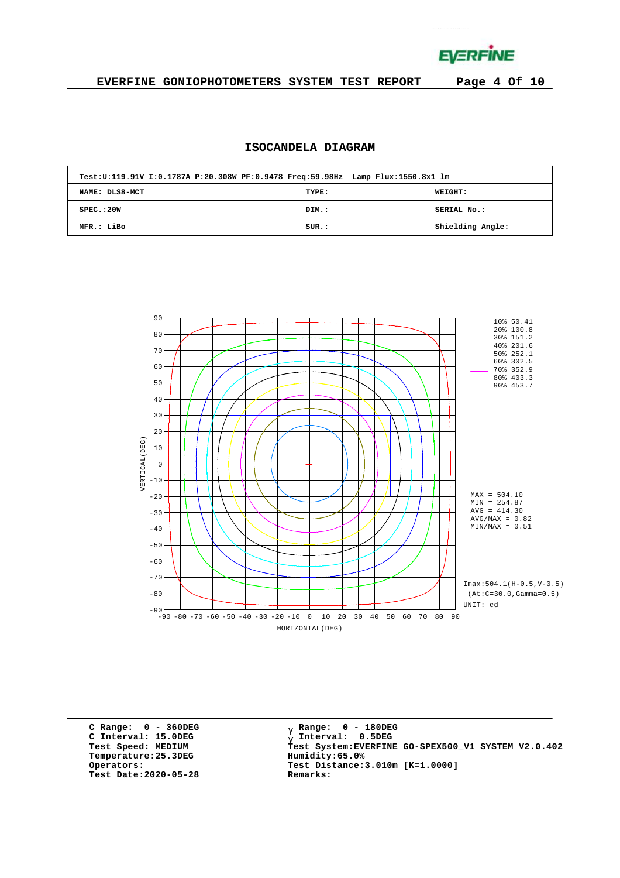# ISOCANDELA DIAGRAM

| Test:U:119.91V I:0.1787A P:20.308W PF:0.9478 Freq:59.98Hz Lamp Flux:1550.8x1 lm | | |
|---|---|---|
| NAME: DLS8-MCT | TYPE: | WEIGHT: |
| SPEC.:20W | DIM.: | SERIAL No.: |
| MFR.: LiBo | SUR.: | Shielding Angle: |

| Level | Value |
|---|---|
| 10% | 50.41 |
| 20% | 100.8 |
| 30% | 151.2 |
| 40% | 201.6 |
| 50% | 252.1 |
| 60% | 302.5 |
| 70% | 352.9 |
| 80% | 403.3 |
| 90% | 453.7 |

MAX = 504.10
MIN = 254.87
AVG = 414.30
AVG/MAX = 0.82
MIN/MAX = 0.51

Imax:504.1(H-0.5,V-0.5)
(At:C=30.0,Gamma=0.5)
UNIT: cd

VERTICAL(DEG)
HORIZONTAL(DEG)

C Range: 0 - 360DEG
C Interval: 15.0DEG
Test Speed: MEDIUM
Temperature:25.3DEG
Operators:
Test Date:2020-05-28

γ Range: 0 - 180DEG
γ Interval: 0.5DEG
Test System:EVERFINE GO-SPEX500_V1 SYSTEM V2.0.402
Humidity:65.0%
Test Distance:3.010m [K=1.0000]
Remarks: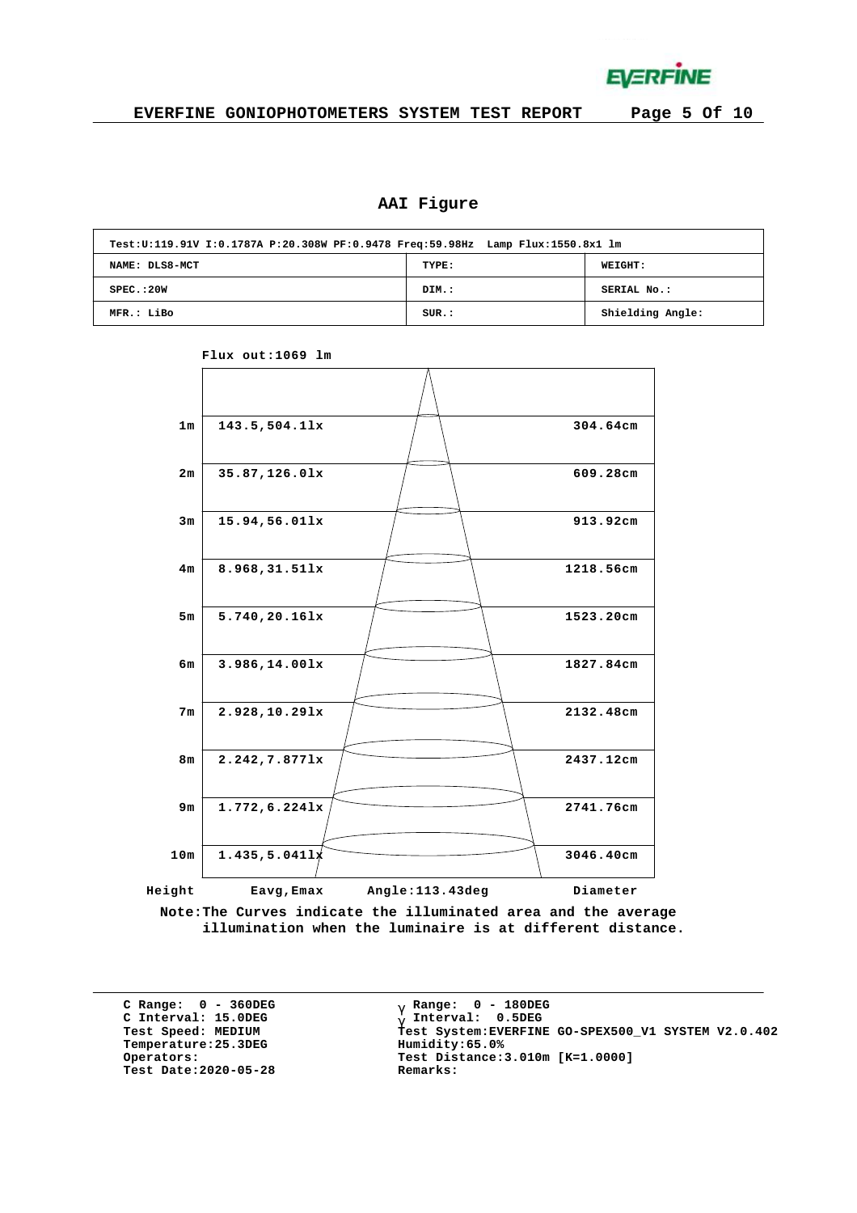## AAI Figure

| Test:U:119.91V I:0.1787A P:20.308W PF:0.9478 Freq:59.98Hz Lamp Flux:1550.8x1 lm | | |
|---|---|---|
| NAME: DLS8-MCT | TYPE: | WEIGHT: |
| SPEC.:20W | DIM.: | SERIAL No.: |
| MFR.: LiBo | SUR.: | Shielding Angle: |

Flux out:1069 lm

| Height | Eavg,Emax | Diameter |
|---|---|---|
| 1m | 143.5,504.1lx | 304.64cm |
| 2m | 35.87,126.0lx | 609.28cm |
| 3m | 15.94,56.01lx | 913.92cm |
| 4m | 8.968,31.51lx | 1218.56cm |
| 5m | 5.740,20.16lx | 1523.20cm |
| 6m | 3.986,14.00lx | 1827.84cm |
| 7m | 2.928,10.29lx | 2132.48cm |
| 8m | 2.242,7.877lx | 2437.12cm |
| 9m | 1.772,6.224lx | 2741.76cm |
| 10m | 1.435,5.041lx | 3046.40cm |

Angle:113.43deg

Note:The Curves indicate the illuminated area and the average illumination when the luminaire is at different distance.

C Range: 0 - 360DEG
C Interval: 15.0DEG
Test Speed: MEDIUM
Temperature:25.3DEG
Operators:
Test Date:2020-05-28

γ Range: 0 - 180DEG
γ Interval: 0.5DEG
Test System:EVERFINE GO-SPEX500_V1 SYSTEM V2.0.402
Humidity:65.0%
Test Distance:3.010m [K=1.0000]
Remarks: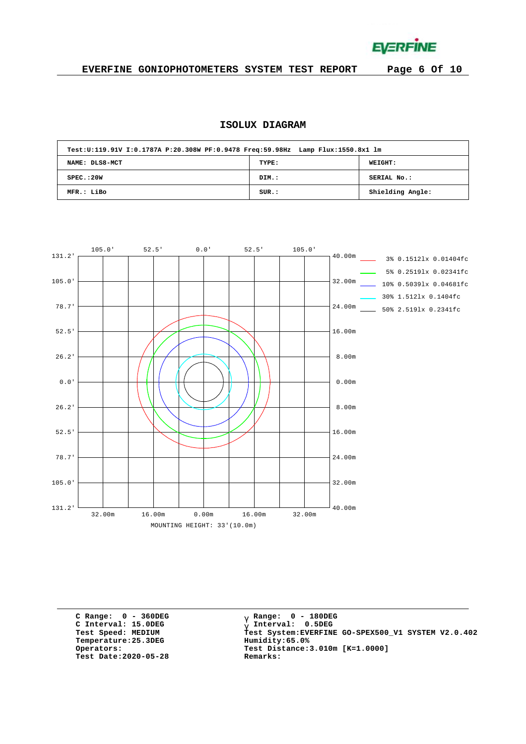## ISOLUX DIAGRAM

| Test:U:119.91V I:0.1787A P:20.308W PF:0.9478 Freq:59.98Hz Lamp Flux:1550.8x1 lm | | |
|---|---|---|
| NAME: DLS8-MCT | TYPE: | WEIGHT: |
| SPEC.:20W | DIM.: | SERIAL No.: |
| MFR.: LiBo | SUR.: | Shielding Angle: |

Top axis: 105.0' 52.5' 0.0' 52.5' 105.0'

Left axis: 131.2' 105.0' 78.7' 52.5' 26.2' 0.0' 26.2' 52.5' 78.7' 105.0' 131.2'

Right axis: 40.00m 32.00m 24.00m 16.00m 8.00m 0.00m 8.00m 16.00m 24.00m 32.00m 40.00m

Bottom axis: 32.00m 16.00m 0.00m 16.00m 32.00m

MOUNTING HEIGHT: 33'(10.0m)

- 3% 0.1512lx 0.01404fc
- 5% 0.2519lx 0.02341fc
- 10% 0.5039lx 0.04681fc
- 30% 1.512lx 0.1404fc
- 50% 2.519lx 0.2341fc

C Range: 0 - 360DEG
C Interval: 15.0DEG
Test Speed: MEDIUM
Temperature:25.3DEG
Operators:
Test Date:2020-05-28

γ Range: 0 - 180DEG
γ Interval: 0.5DEG
Test System:EVERFINE GO-SPEX500_V1 SYSTEM V2.0.402
Humidity:65.0%
Test Distance:3.010m [K=1.0000]
Remarks: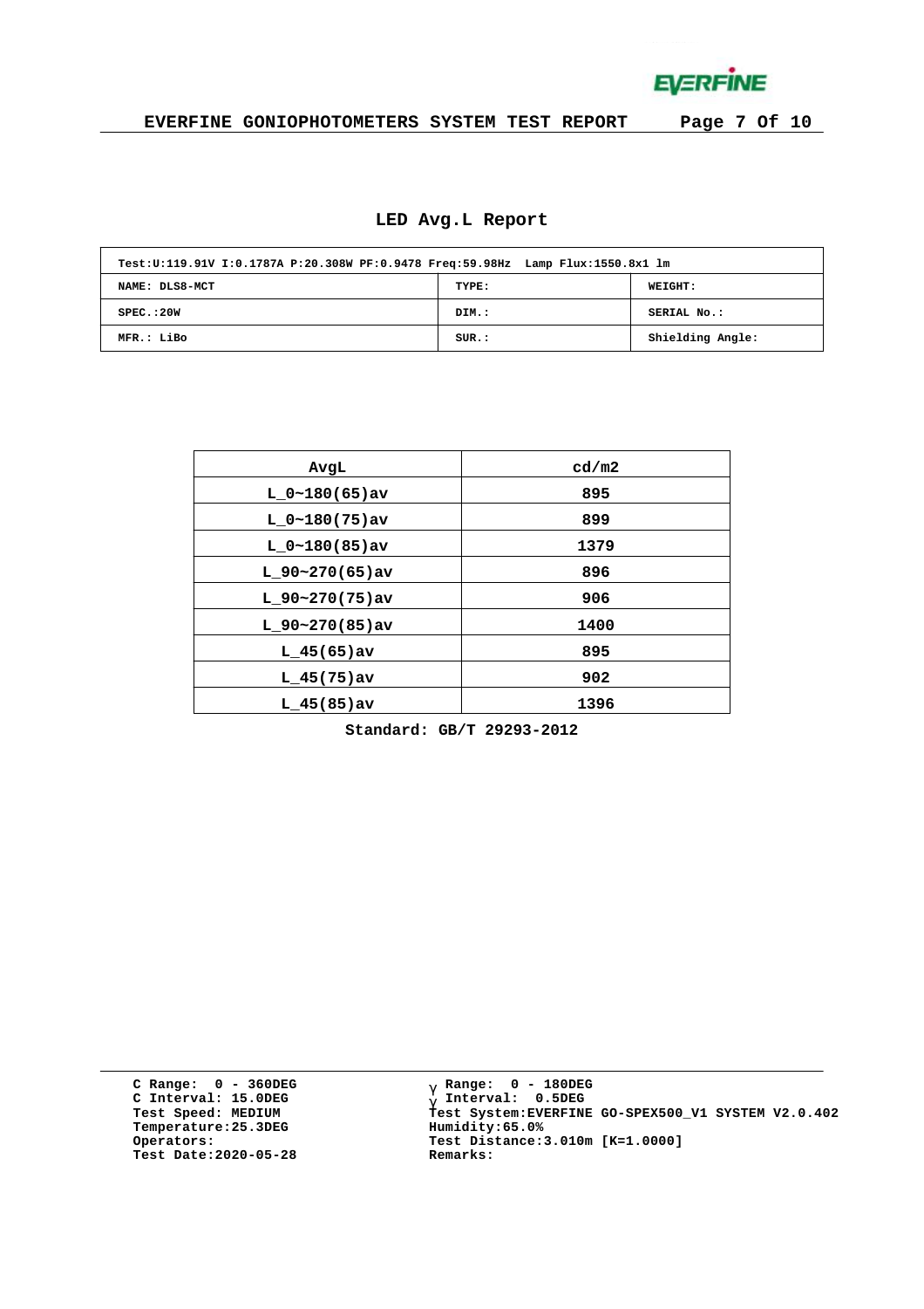# LED Avg.L Report

| Test:U:119.91V I:0.1787A P:20.308W PF:0.9478 Freq:59.98Hz Lamp Flux:1550.8x1 lm | | |
|---|---|---|
| NAME: DLS8-MCT | TYPE: | WEIGHT: |
| SPEC.:20W | DIM.: | SERIAL No.: |
| MFR.: LiBo | SUR.: | Shielding Angle: |

| AvgL | cd/m2 |
|---|---|
| L_0~180(65)av | 895 |
| L_0~180(75)av | 899 |
| L_0~180(85)av | 1379 |
| L_90~270(65)av | 896 |
| L_90~270(75)av | 906 |
| L_90~270(85)av | 1400 |
| L_45(65)av | 895 |
| L_45(75)av | 902 |
| L_45(85)av | 1396 |

Standard: GB/T 29293-2012

C Range: 0 - 360DEG
C Interval: 15.0DEG
Test Speed: MEDIUM
Temperature:25.3DEG
Operators:
Test Date:2020-05-28

γ Range: 0 - 180DEG
γ Interval: 0.5DEG
Test System:EVERFINE GO-SPEX500_V1 SYSTEM V2.0.402
Humidity:65.0%
Test Distance:3.010m [K=1.0000]
Remarks: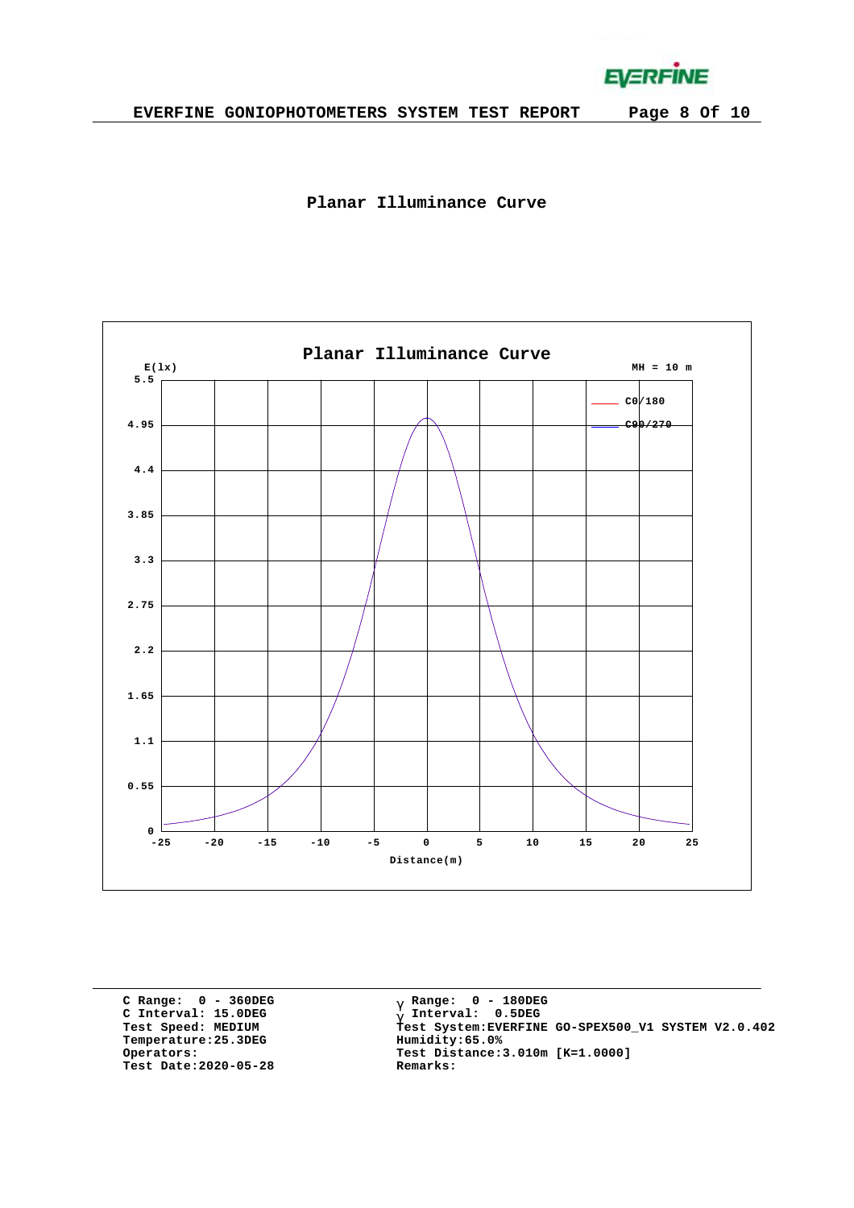## Planar Illuminance Curve

Planar Illuminance Curve

E(lx)

MH = 10 m

C0/180

C90/270

Distance(m)

C Range: 0 - 360DEG
C Interval: 15.0DEG
Test Speed: MEDIUM
Temperature:25.3DEG
Operators:
Test Date:2020-05-28

γ Range: 0 - 180DEG
γ Interval: 0.5DEG
Test System:EVERFINE GO-SPEX500_V1 SYSTEM V2.0.402
Humidity:65.0%
Test Distance:3.010m [K=1.0000]
Remarks: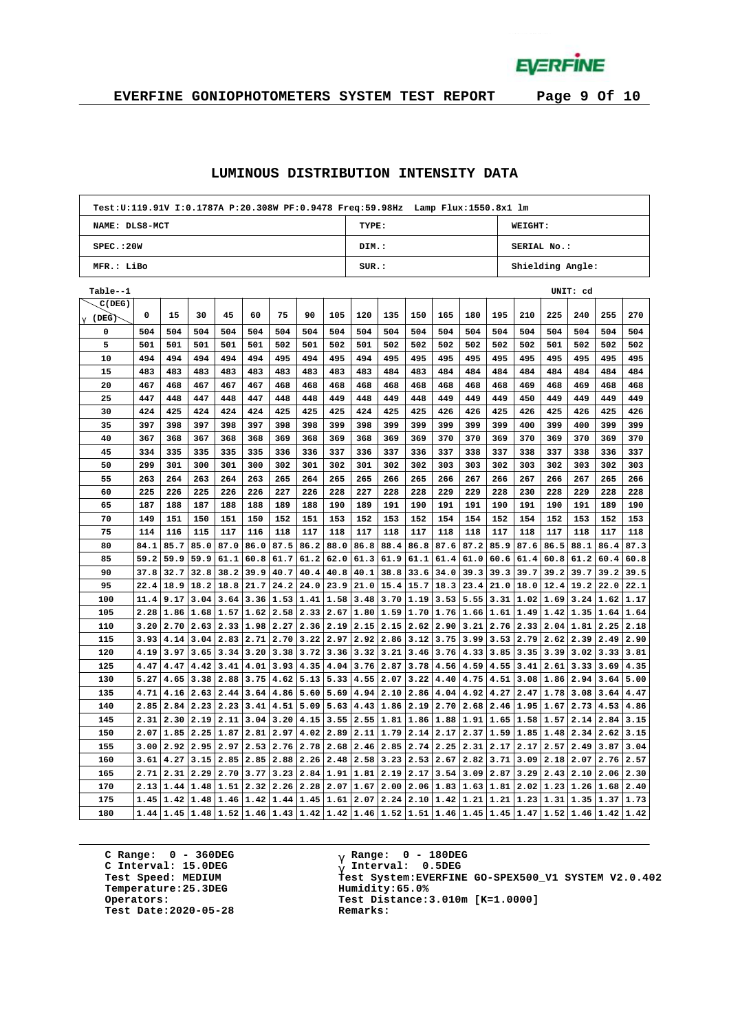## LUMINOUS DISTRIBUTION INTENSITY DATA

| Test:U:119.91V I:0.1787A P:20.308W PF:0.9478 Freq:59.98Hz Lamp Flux:1550.8x1 lm | | |
|---|---|---|
| NAME: DLS8-MCT | TYPE: | WEIGHT: |
| SPEC.:20W | DIM.: | SERIAL No.: |
| MFR.: LiBo | SUR.: | Shielding Angle: |

Table--1 UNIT: cd

| γ (DEG) \ C(DEG) | 0 | 15 | 30 | 45 | 60 | 75 | 90 | 105 | 120 | 135 | 150 | 165 | 180 | 195 | 210 | 225 | 240 | 255 | 270 |
|---|---|---|---|---|---|---|---|---|---|---|---|---|---|---|---|---|---|---|---|
| 0 | 504 | 504 | 504 | 504 | 504 | 504 | 504 | 504 | 504 | 504 | 504 | 504 | 504 | 504 | 504 | 504 | 504 | 504 | 504 |
| 5 | 501 | 501 | 501 | 501 | 501 | 502 | 501 | 502 | 501 | 502 | 502 | 502 | 502 | 502 | 502 | 501 | 502 | 502 | 502 |
| 10 | 494 | 494 | 494 | 494 | 494 | 495 | 494 | 495 | 494 | 495 | 495 | 495 | 495 | 495 | 495 | 495 | 495 | 495 | 495 |
| 15 | 483 | 483 | 483 | 483 | 483 | 483 | 483 | 483 | 483 | 484 | 483 | 484 | 484 | 484 | 484 | 484 | 484 | 484 | 484 |
| 20 | 467 | 468 | 467 | 467 | 467 | 468 | 468 | 468 | 468 | 468 | 468 | 468 | 468 | 468 | 469 | 468 | 469 | 468 | 468 |
| 25 | 447 | 448 | 447 | 448 | 447 | 448 | 448 | 449 | 448 | 449 | 448 | 449 | 449 | 449 | 450 | 449 | 449 | 449 | 449 |
| 30 | 424 | 425 | 424 | 424 | 424 | 425 | 425 | 425 | 424 | 425 | 425 | 426 | 426 | 425 | 426 | 425 | 426 | 425 | 426 |
| 35 | 397 | 398 | 397 | 398 | 397 | 398 | 398 | 399 | 398 | 399 | 399 | 399 | 399 | 399 | 400 | 399 | 400 | 399 | 399 |
| 40 | 367 | 368 | 367 | 368 | 368 | 369 | 368 | 369 | 368 | 369 | 369 | 370 | 370 | 369 | 370 | 369 | 370 | 369 | 370 |
| 45 | 334 | 335 | 335 | 335 | 335 | 336 | 336 | 337 | 336 | 337 | 336 | 337 | 338 | 337 | 338 | 337 | 338 | 336 | 337 |
| 50 | 299 | 301 | 300 | 301 | 300 | 302 | 301 | 302 | 301 | 302 | 302 | 303 | 303 | 302 | 303 | 302 | 303 | 302 | 303 |
| 55 | 263 | 264 | 263 | 264 | 263 | 265 | 264 | 265 | 265 | 266 | 265 | 266 | 267 | 266 | 267 | 266 | 267 | 265 | 266 |
| 60 | 225 | 226 | 225 | 226 | 226 | 227 | 226 | 228 | 227 | 228 | 228 | 229 | 229 | 228 | 230 | 228 | 229 | 228 | 228 |
| 65 | 187 | 188 | 187 | 188 | 188 | 189 | 188 | 190 | 189 | 191 | 190 | 191 | 191 | 190 | 191 | 190 | 191 | 189 | 190 |
| 70 | 149 | 151 | 150 | 151 | 150 | 152 | 151 | 153 | 152 | 153 | 152 | 154 | 154 | 152 | 154 | 152 | 153 | 152 | 153 |
| 75 | 114 | 116 | 115 | 117 | 116 | 118 | 117 | 118 | 117 | 118 | 117 | 118 | 118 | 117 | 118 | 117 | 118 | 117 | 118 |
| 80 | 84.1 | 85.7 | 85.0 | 87.0 | 86.0 | 87.5 | 86.2 | 88.0 | 86.8 | 88.4 | 86.8 | 87.6 | 87.2 | 85.9 | 87.6 | 86.5 | 88.1 | 86.4 | 87.3 |
| 85 | 59.2 | 59.9 | 59.9 | 61.1 | 60.8 | 61.7 | 61.2 | 62.0 | 61.3 | 61.9 | 61.1 | 61.4 | 61.0 | 60.6 | 61.4 | 60.8 | 61.2 | 60.4 | 60.8 |
| 90 | 37.8 | 32.7 | 32.8 | 38.2 | 39.9 | 40.7 | 40.4 | 40.8 | 40.1 | 38.8 | 33.6 | 34.0 | 39.3 | 39.3 | 39.7 | 39.2 | 39.7 | 39.2 | 39.5 |
| 95 | 22.4 | 18.9 | 18.2 | 18.8 | 21.7 | 24.2 | 24.0 | 23.9 | 21.0 | 15.4 | 15.7 | 18.3 | 23.4 | 21.0 | 18.0 | 12.4 | 19.2 | 22.0 | 22.1 |
| 100 | 11.4 | 9.17 | 3.04 | 3.64 | 3.36 | 1.53 | 1.41 | 1.58 | 3.48 | 3.70 | 1.19 | 3.53 | 5.55 | 3.31 | 1.02 | 1.69 | 3.24 | 1.62 | 1.17 |
| 105 | 2.28 | 1.86 | 1.68 | 1.57 | 1.62 | 2.58 | 2.33 | 2.67 | 1.80 | 1.59 | 1.70 | 1.76 | 1.66 | 1.61 | 1.49 | 1.42 | 1.35 | 1.64 | 1.64 |
| 110 | 3.20 | 2.70 | 2.63 | 2.33 | 1.98 | 2.27 | 2.36 | 2.19 | 2.15 | 2.15 | 2.62 | 2.90 | 3.21 | 2.76 | 2.33 | 2.04 | 1.81 | 2.25 | 2.18 |
| 115 | 3.93 | 4.14 | 3.04 | 2.83 | 2.71 | 2.70 | 3.22 | 2.97 | 2.92 | 2.86 | 3.12 | 3.75 | 3.99 | 3.53 | 2.79 | 2.62 | 2.39 | 2.49 | 2.90 |
| 120 | 4.19 | 3.97 | 3.65 | 3.34 | 3.20 | 3.38 | 3.72 | 3.36 | 3.32 | 3.21 | 3.46 | 3.76 | 4.33 | 3.85 | 3.35 | 3.39 | 3.02 | 3.33 | 3.81 |
| 125 | 4.47 | 4.47 | 4.42 | 3.41 | 4.01 | 3.93 | 4.35 | 4.04 | 3.76 | 2.87 | 3.78 | 4.56 | 4.59 | 4.55 | 3.41 | 2.61 | 3.33 | 3.69 | 4.35 |
| 130 | 5.27 | 4.65 | 3.38 | 2.88 | 3.75 | 4.62 | 5.13 | 5.33 | 4.55 | 2.07 | 3.22 | 4.40 | 4.75 | 4.51 | 3.08 | 1.86 | 2.94 | 3.64 | 5.00 |
| 135 | 4.71 | 4.16 | 2.63 | 2.44 | 3.64 | 4.86 | 5.60 | 5.69 | 4.94 | 2.10 | 2.86 | 4.04 | 4.92 | 4.27 | 2.47 | 1.78 | 3.08 | 3.64 | 4.47 |
| 140 | 2.85 | 2.84 | 2.23 | 2.23 | 3.41 | 4.51 | 5.09 | 5.63 | 4.43 | 1.86 | 2.19 | 2.70 | 2.68 | 2.46 | 1.95 | 1.67 | 2.73 | 4.53 | 4.86 |
| 145 | 2.31 | 2.30 | 2.19 | 2.11 | 3.04 | 3.20 | 4.15 | 3.55 | 2.55 | 1.81 | 1.86 | 1.88 | 1.91 | 1.65 | 1.58 | 1.57 | 2.14 | 2.84 | 3.15 |
| 150 | 2.07 | 1.85 | 2.25 | 1.87 | 2.81 | 2.97 | 4.02 | 2.89 | 2.11 | 1.79 | 2.14 | 2.17 | 2.37 | 1.59 | 1.85 | 1.48 | 2.34 | 2.62 | 3.15 |
| 155 | 3.00 | 2.92 | 2.95 | 2.97 | 2.53 | 2.76 | 2.78 | 2.68 | 2.46 | 2.85 | 2.74 | 2.25 | 2.31 | 2.17 | 2.17 | 2.57 | 2.49 | 3.87 | 3.04 |
| 160 | 3.61 | 4.27 | 3.15 | 2.85 | 2.85 | 2.88 | 2.26 | 2.48 | 2.58 | 3.23 | 2.53 | 2.67 | 2.82 | 3.71 | 3.09 | 2.18 | 2.07 | 2.76 | 2.57 |
| 165 | 2.71 | 2.31 | 2.29 | 2.70 | 3.77 | 3.23 | 2.84 | 1.91 | 1.81 | 2.19 | 2.17 | 3.54 | 3.09 | 2.87 | 3.29 | 2.43 | 2.10 | 2.06 | 2.30 |
| 170 | 2.13 | 1.44 | 1.48 | 1.51 | 2.32 | 2.26 | 2.28 | 2.07 | 1.67 | 2.00 | 2.06 | 1.83 | 1.63 | 1.81 | 2.02 | 1.23 | 1.26 | 1.68 | 2.40 |
| 175 | 1.45 | 1.42 | 1.48 | 1.46 | 1.42 | 1.44 | 1.45 | 1.61 | 2.07 | 2.24 | 2.10 | 1.42 | 1.21 | 1.21 | 1.23 | 1.31 | 1.35 | 1.37 | 1.73 |
| 180 | 1.44 | 1.45 | 1.48 | 1.52 | 1.46 | 1.43 | 1.42 | 1.42 | 1.46 | 1.52 | 1.51 | 1.46 | 1.45 | 1.45 | 1.47 | 1.52 | 1.46 | 1.42 | 1.42 |

C Range: 0 - 360DEG
C Interval: 15.0DEG
Test Speed: MEDIUM
Temperature:25.3DEG
Operators:
Test Date:2020-05-28

γ Range: 0 - 180DEG
γ Interval: 0.5DEG
Test System:EVERFINE GO-SPEX500_V1 SYSTEM V2.0.402
Humidity:65.0%
Test Distance:3.010m [K=1.0000]
Remarks: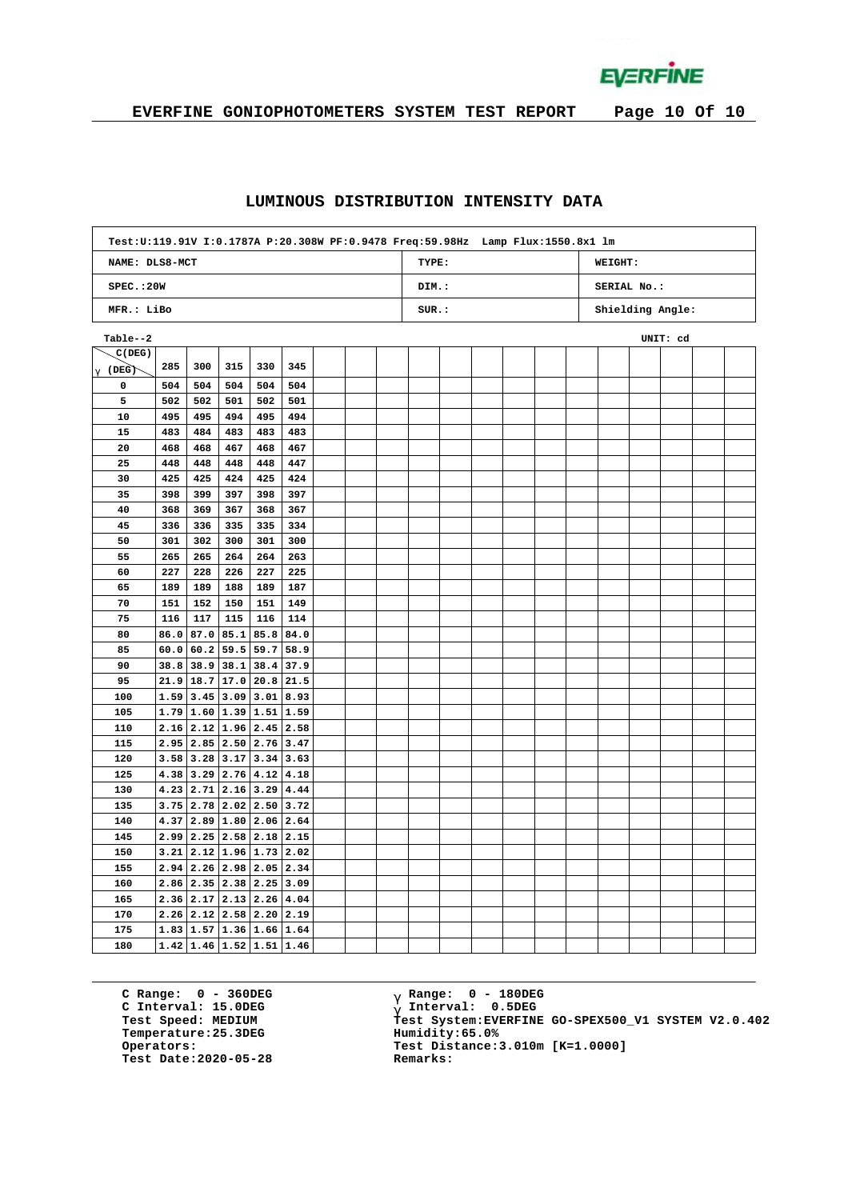## LUMINOUS DISTRIBUTION INTENSITY DATA

| Test:U:119.91V I:0.1787A P:20.308W PF:0.9478 Freq:59.98Hz Lamp Flux:1550.8x1 lm | | |
|---|---|---|
| NAME: DLS8-MCT | TYPE: | WEIGHT: |
| SPEC.:20W | DIM.: | SERIAL No.: |
| MFR.: LiBo | SUR.: | Shielding Angle: |

Table--2 UNIT: cd

| γ (DEG) \ C(DEG) | 285 | 300 | 315 | 330 | 345 |
|---|---|---|---|---|---|
| 0 | 504 | 504 | 504 | 504 | 504 |
| 5 | 502 | 502 | 501 | 502 | 501 |
| 10 | 495 | 495 | 494 | 495 | 494 |
| 15 | 483 | 484 | 483 | 483 | 483 |
| 20 | 468 | 468 | 467 | 468 | 467 |
| 25 | 448 | 448 | 448 | 448 | 447 |
| 30 | 425 | 425 | 424 | 425 | 424 |
| 35 | 398 | 399 | 397 | 398 | 397 |
| 40 | 368 | 369 | 367 | 368 | 367 |
| 45 | 336 | 336 | 335 | 335 | 334 |
| 50 | 301 | 302 | 300 | 301 | 300 |
| 55 | 265 | 265 | 264 | 264 | 263 |
| 60 | 227 | 228 | 226 | 227 | 225 |
| 65 | 189 | 189 | 188 | 189 | 187 |
| 70 | 151 | 152 | 150 | 151 | 149 |
| 75 | 116 | 117 | 115 | 116 | 114 |
| 80 | 86.0 | 87.0 | 85.1 | 85.8 | 84.0 |
| 85 | 60.0 | 60.2 | 59.5 | 59.7 | 58.9 |
| 90 | 38.8 | 38.9 | 38.1 | 38.4 | 37.9 |
| 95 | 21.9 | 18.7 | 17.0 | 20.8 | 21.5 |
| 100 | 1.59 | 3.45 | 3.09 | 3.01 | 8.93 |
| 105 | 1.79 | 1.60 | 1.39 | 1.51 | 1.59 |
| 110 | 2.16 | 2.12 | 1.96 | 2.45 | 2.58 |
| 115 | 2.95 | 2.85 | 2.50 | 2.76 | 3.47 |
| 120 | 3.58 | 3.28 | 3.17 | 3.34 | 3.63 |
| 125 | 4.38 | 3.29 | 2.76 | 4.12 | 4.18 |
| 130 | 4.23 | 2.71 | 2.16 | 3.29 | 4.44 |
| 135 | 3.75 | 2.78 | 2.02 | 2.50 | 3.72 |
| 140 | 4.37 | 2.89 | 1.80 | 2.06 | 2.64 |
| 145 | 2.99 | 2.25 | 2.58 | 2.18 | 2.15 |
| 150 | 3.21 | 2.12 | 1.96 | 1.73 | 2.02 |
| 155 | 2.94 | 2.26 | 2.98 | 2.05 | 2.34 |
| 160 | 2.86 | 2.35 | 2.38 | 2.25 | 3.09 |
| 165 | 2.36 | 2.17 | 2.13 | 2.26 | 4.04 |
| 170 | 2.26 | 2.12 | 2.58 | 2.20 | 2.19 |
| 175 | 1.83 | 1.57 | 1.36 | 1.66 | 1.64 |
| 180 | 1.42 | 1.46 | 1.52 | 1.51 | 1.46 |

C Range: 0 - 360DEG
C Interval: 15.0DEG
Test Speed: MEDIUM
Temperature:25.3DEG
Operators:
Test Date:2020-05-28

γ Range: 0 - 180DEG
γ Interval: 0.5DEG
Test System:EVERFINE GO-SPEX500_V1 SYSTEM V2.0.402
Humidity:65.0%
Test Distance:3.010m [K=1.0000]
Remarks: